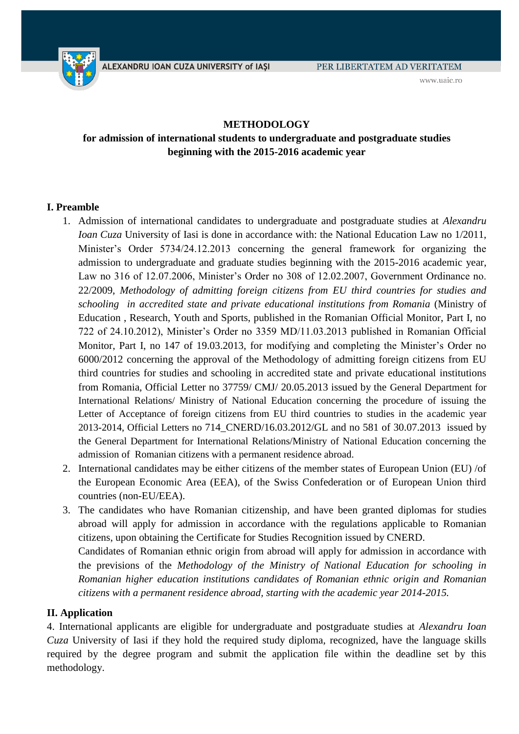**METHODOLOGY**

**for admission of international students to undergraduate and postgraduate studies beginning with the 2015-2016 academic year**

## I. Preamble

1. Admission of international candidates to undergraduate and postgraduate studies at *Alexandru Ioan Cuza* University of Iasi is done in accordance with: the National Education Law no 1/2011, Minister's Order 5734/24.12.2013 concerning the general framework for organizing the admission to undergraduate and graduate studies beginning with the 2015-2016 academic year, Law no 316 of 12.07.2006, Minister's Order no 308 of 12.02.2007, Government Ordinance no. 22/2009, *Methodology of admitting foreign citizens from EU third countries for studies and schooling in accredited state and private educational institutions from Romania* (Ministry of Education , Research, Youth and Sports, published in the Romanian Official Monitor, Part I, no 722 of 24.10.2012), Minister's Order no 3359 MD/11.03.2013 published in Romanian Official Monitor, Part I, no 147 of 19.03.2013, for modifying and completing the Minister's Order no 6000/2012 concerning the approval of the Methodology of admitting foreign citizens from EU third countries for studies and schooling in accredited state and private educational institutions from Romania, Official Letter no 37759/ CMJ/ 20.05.2013 issued by the General Department for International Relations/ Ministry of National Education concerning the procedure of issuing the Letter of Acceptance of foreign citizens from EU third countries to studies in the academic year 2013-2014, Official Letters no 714_CNERD/16.03.2012/GL and no 581 of 30.07.2013 issued by the General Department for International Relations/Ministry of National Education concerning the admission of Romanian citizens with a permanent residence abroad.
2. International candidates may be either citizens of the member states of European Union (EU) /of the European Economic Area (EEA), of the Swiss Confederation or of European Union third countries (non-EU/EEA).
3. The candidates who have Romanian citizenship, and have been granted diplomas for studies abroad will apply for admission in accordance with the regulations applicable to Romanian citizens, upon obtaining the Certificate for Studies Recognition issued by CNERD.
   Candidates of Romanian ethnic origin from abroad will apply for admission in accordance with the previsions of the *Methodology of the Ministry of National Education for schooling in Romanian higher education institutions candidates of Romanian ethnic origin and Romanian citizens with a permanent residence abroad, starting with the academic year 2014-2015.*

## II. Application

4. International applicants are eligible for undergraduate and postgraduate studies at *Alexandru Ioan Cuza* University of Iasi if they hold the required study diploma, recognized, have the language skills required by the degree program and submit the application file within the deadline set by this methodology.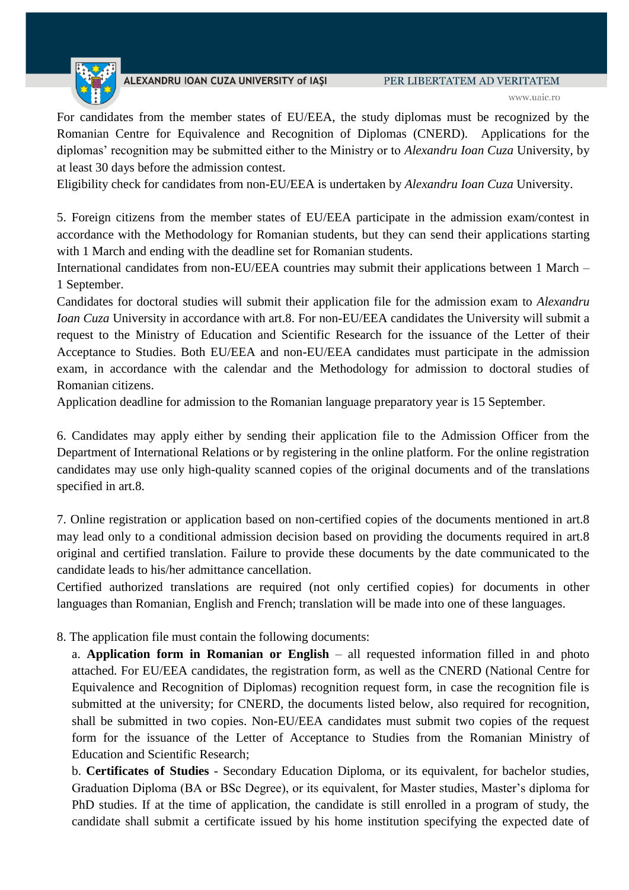For candidates from the member states of EU/EEA, the study diplomas must be recognized by the Romanian Centre for Equivalence and Recognition of Diplomas (CNERD). Applications for the diplomas' recognition may be submitted either to the Ministry or to *Alexandru Ioan Cuza* University, by at least 30 days before the admission contest.

Eligibility check for candidates from non-EU/EEA is undertaken by *Alexandru Ioan Cuza* University.

5. Foreign citizens from the member states of EU/EEA participate in the admission exam/contest in accordance with the Methodology for Romanian students, but they can send their applications starting with 1 March and ending with the deadline set for Romanian students.

International candidates from non-EU/EEA countries may submit their applications between 1 March – 1 September.

Candidates for doctoral studies will submit their application file for the admission exam to *Alexandru Ioan Cuza* University in accordance with art.8. For non-EU/EEA candidates the University will submit a request to the Ministry of Education and Scientific Research for the issuance of the Letter of their Acceptance to Studies. Both EU/EEA and non-EU/EEA candidates must participate in the admission exam, in accordance with the calendar and the Methodology for admission to doctoral studies of Romanian citizens.

Application deadline for admission to the Romanian language preparatory year is 15 September.

6. Candidates may apply either by sending their application file to the Admission Officer from the Department of International Relations or by registering in the online platform. For the online registration candidates may use only high-quality scanned copies of the original documents and of the translations specified in art.8.

7. Online registration or application based on non-certified copies of the documents mentioned in art.8 may lead only to a conditional admission decision based on providing the documents required in art.8 original and certified translation. Failure to provide these documents by the date communicated to the candidate leads to his/her admittance cancellation.

Certified authorized translations are required (not only certified copies) for documents in other languages than Romanian, English and French; translation will be made into one of these languages.

8. The application file must contain the following documents:

a. **Application form in Romanian or English** – all requested information filled in and photo attached. For EU/EEA candidates, the registration form, as well as the CNERD (National Centre for Equivalence and Recognition of Diplomas) recognition request form, in case the recognition file is submitted at the university; for CNERD, the documents listed below, also required for recognition, shall be submitted in two copies. Non-EU/EEA candidates must submit two copies of the request form for the issuance of the Letter of Acceptance to Studies from the Romanian Ministry of Education and Scientific Research;

b. **Certificates of Studies** - Secondary Education Diploma, or its equivalent, for bachelor studies, Graduation Diploma (BA or BSc Degree), or its equivalent, for Master studies, Master's diploma for PhD studies. If at the time of application, the candidate is still enrolled in a program of study, the candidate shall submit a certificate issued by his home institution specifying the expected date of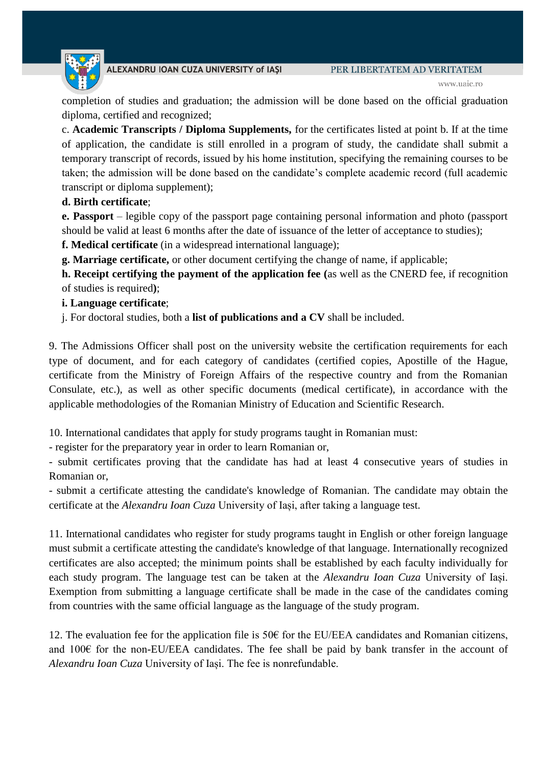completion of studies and graduation; the admission will be done based on the official graduation diploma, certified and recognized;

c. **Academic Transcripts / Diploma Supplements,** for the certificates listed at point b. If at the time of application, the candidate is still enrolled in a program of study, the candidate shall submit a temporary transcript of records, issued by his home institution, specifying the remaining courses to be taken; the admission will be done based on the candidate's complete academic record (full academic transcript or diploma supplement);

**d. Birth certificate**;

**e. Passport** – legible copy of the passport page containing personal information and photo (passport should be valid at least 6 months after the date of issuance of the letter of acceptance to studies);

**f. Medical certificate** (in a widespread international language);

**g. Marriage certificate,** or other document certifying the change of name, if applicable;

**h. Receipt certifying the payment of the application fee (**as well as the CNERD fee, if recognition of studies is required**)**;

**i. Language certificate**;

j. For doctoral studies, both a **list of publications and a CV** shall be included.

9. The Admissions Officer shall post on the university website the certification requirements for each type of document, and for each category of candidates (certified copies, Apostille of the Hague, certificate from the Ministry of Foreign Affairs of the respective country and from the Romanian Consulate, etc.), as well as other specific documents (medical certificate), in accordance with the applicable methodologies of the Romanian Ministry of Education and Scientific Research.

10. International candidates that apply for study programs taught in Romanian must:

- register for the preparatory year in order to learn Romanian or,
- submit certificates proving that the candidate has had at least 4 consecutive years of studies in Romanian or,
- submit a certificate attesting the candidate's knowledge of Romanian. The candidate may obtain the certificate at the *Alexandru Ioan Cuza* University of Iași, after taking a language test.

11. International candidates who register for study programs taught in English or other foreign language must submit a certificate attesting the candidate's knowledge of that language. Internationally recognized certificates are also accepted; the minimum points shall be established by each faculty individually for each study program. The language test can be taken at the *Alexandru Ioan Cuza* University of Iași. Exemption from submitting a language certificate shall be made in the case of the candidates coming from countries with the same official language as the language of the study program.

12. The evaluation fee for the application file is 50€ for the EU/EEA candidates and Romanian citizens, and 100€ for the non-EU/EEA candidates. The fee shall be paid by bank transfer in the account of *Alexandru Ioan Cuza* University of Iași. The fee is nonrefundable.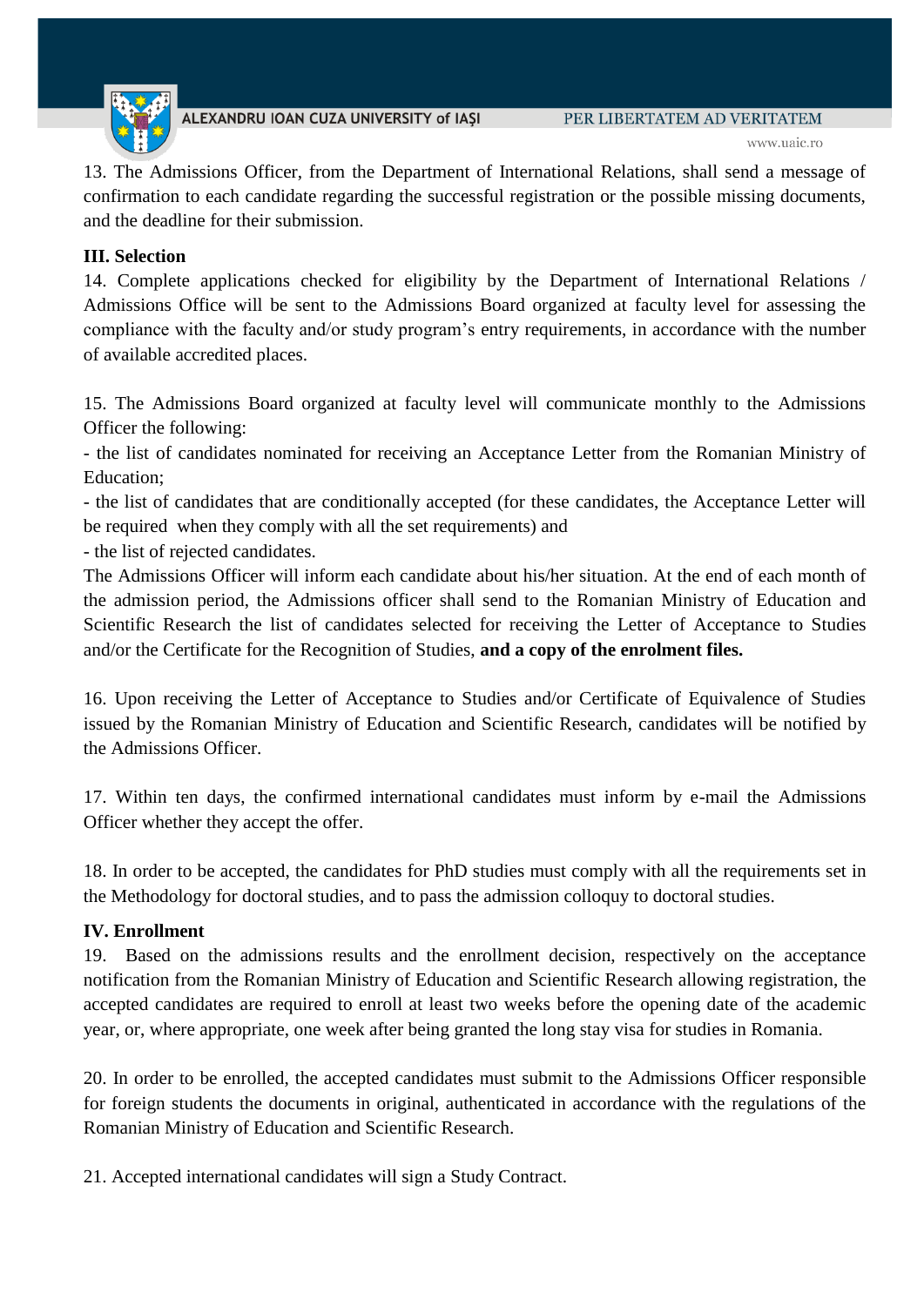13. The Admissions Officer, from the Department of International Relations, shall send a message of confirmation to each candidate regarding the successful registration or the possible missing documents, and the deadline for their submission.

**III. Selection**

14. Complete applications checked for eligibility by the Department of International Relations / Admissions Office will be sent to the Admissions Board organized at faculty level for assessing the compliance with the faculty and/or study program's entry requirements, in accordance with the number of available accredited places.

15. The Admissions Board organized at faculty level will communicate monthly to the Admissions Officer the following:

- the list of candidates nominated for receiving an Acceptance Letter from the Romanian Ministry of Education;
- the list of candidates that are conditionally accepted (for these candidates, the Acceptance Letter will be required when they comply with all the set requirements) and
- the list of rejected candidates.

The Admissions Officer will inform each candidate about his/her situation. At the end of each month of the admission period, the Admissions officer shall send to the Romanian Ministry of Education and Scientific Research the list of candidates selected for receiving the Letter of Acceptance to Studies and/or the Certificate for the Recognition of Studies, **and a copy of the enrolment files.**

16. Upon receiving the Letter of Acceptance to Studies and/or Certificate of Equivalence of Studies issued by the Romanian Ministry of Education and Scientific Research, candidates will be notified by the Admissions Officer.

17. Within ten days, the confirmed international candidates must inform by e-mail the Admissions Officer whether they accept the offer.

18. In order to be accepted, the candidates for PhD studies must comply with all the requirements set in the Methodology for doctoral studies, and to pass the admission colloquy to doctoral studies.

**IV. Enrollment**

19. Based on the admissions results and the enrollment decision, respectively on the acceptance notification from the Romanian Ministry of Education and Scientific Research allowing registration, the accepted candidates are required to enroll at least two weeks before the opening date of the academic year, or, where appropriate, one week after being granted the long stay visa for studies in Romania.

20. In order to be enrolled, the accepted candidates must submit to the Admissions Officer responsible for foreign students the documents in original, authenticated in accordance with the regulations of the Romanian Ministry of Education and Scientific Research.

21. Accepted international candidates will sign a Study Contract.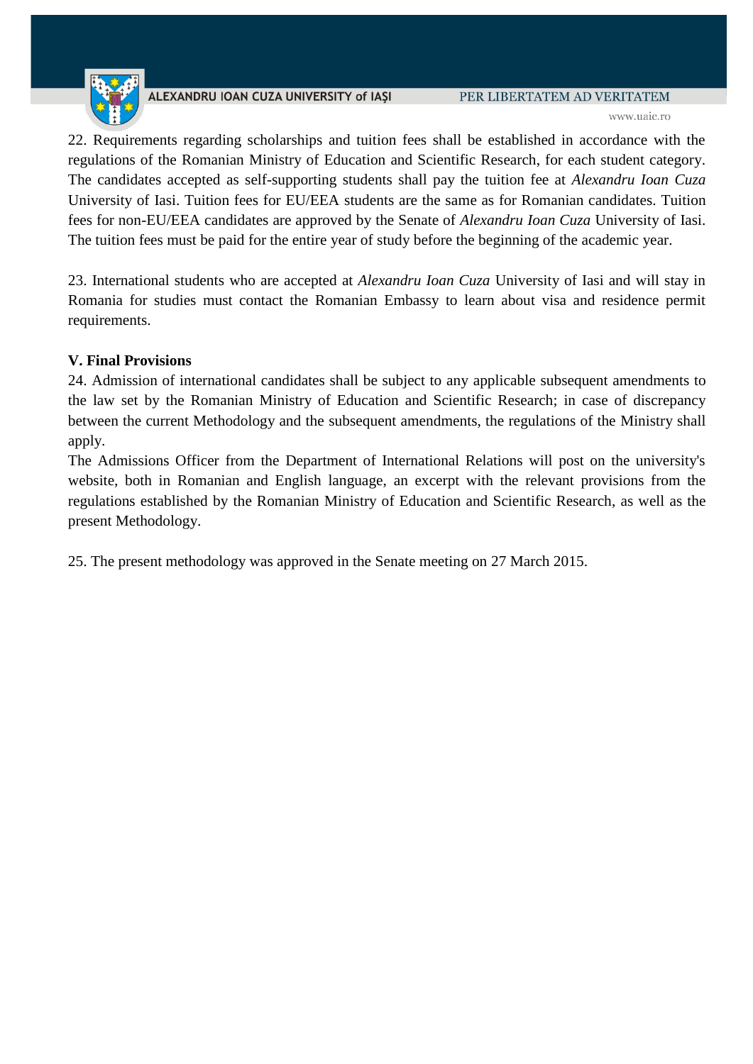22. Requirements regarding scholarships and tuition fees shall be established in accordance with the regulations of the Romanian Ministry of Education and Scientific Research, for each student category. The candidates accepted as self-supporting students shall pay the tuition fee at *Alexandru Ioan Cuza* University of Iasi. Tuition fees for EU/EEA students are the same as for Romanian candidates. Tuition fees for non-EU/EEA candidates are approved by the Senate of *Alexandru Ioan Cuza* University of Iasi. The tuition fees must be paid for the entire year of study before the beginning of the academic year.

23. International students who are accepted at *Alexandru Ioan Cuza* University of Iasi and will stay in Romania for studies must contact the Romanian Embassy to learn about visa and residence permit requirements.

**V. Final Provisions**

24. Admission of international candidates shall be subject to any applicable subsequent amendments to the law set by the Romanian Ministry of Education and Scientific Research; in case of discrepancy between the current Methodology and the subsequent amendments, the regulations of the Ministry shall apply.

The Admissions Officer from the Department of International Relations will post on the university's website, both in Romanian and English language, an excerpt with the relevant provisions from the regulations established by the Romanian Ministry of Education and Scientific Research, as well as the present Methodology.

25. The present methodology was approved in the Senate meeting on 27 March 2015.